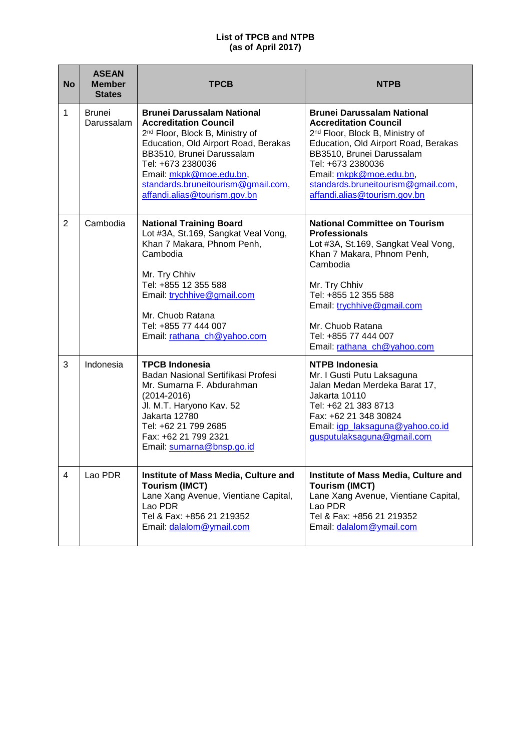**List of TPCB and NTPB**
**(as of April 2017)**

| No | ASEAN Member States | TPCB | NTPB |
|---|---|---|---|
| 1 | Brunei Darussalam | **Brunei Darussalam National Accreditation Council**<br>2nd Floor, Block B, Ministry of Education, Old Airport Road, Berakas BB3510, Brunei Darussalam<br>Tel: +673 2380036<br>Email: mkpk@moe.edu.bn, standards.bruneitourism@gmail.com, affandi.alias@tourism.gov.bn | **Brunei Darussalam National Accreditation Council**<br>2nd Floor, Block B, Ministry of Education, Old Airport Road, Berakas BB3510, Brunei Darussalam<br>Tel: +673 2380036<br>Email: mkpk@moe.edu.bn, standards.bruneitourism@gmail.com, affandi.alias@tourism.gov.bn |
| 2 | Cambodia | **National Training Board**<br>Lot #3A, St.169, Sangkat Veal Vong, Khan 7 Makara, Phnom Penh, Cambodia<br><br>Mr. Try Chhiv<br>Tel: +855 12 355 588<br>Email: trychhive@gmail.com<br><br>Mr. Chuob Ratana<br>Tel: +855 77 444 007<br>Email: rathana_ch@yahoo.com | **National Committee on Tourism Professionals**<br>Lot #3A, St.169, Sangkat Veal Vong, Khan 7 Makara, Phnom Penh, Cambodia<br><br>Mr. Try Chhiv<br>Tel: +855 12 355 588<br>Email: trychhive@gmail.com<br><br>Mr. Chuob Ratana<br>Tel: +855 77 444 007<br>Email: rathana_ch@yahoo.com |
| 3 | Indonesia | **TPCB Indonesia**<br>Badan Nasional Sertifikasi Profesi<br>Mr. Sumarna F. Abdurahman (2014-2016)<br>Jl. M.T. Haryono Kav. 52<br>Jakarta 12780<br>Tel: +62 21 799 2685<br>Fax: +62 21 799 2321<br>Email: sumarna@bnsp.go.id | **NTPB Indonesia**<br>Mr. I Gusti Putu Laksaguna<br>Jalan Medan Merdeka Barat 17, Jakarta 10110<br>Tel: +62 21 383 8713<br>Fax: +62 21 348 30824<br>Email: igp_laksaguna@yahoo.co.id gusputulaksaguna@gmail.com |
| 4 | Lao PDR | **Institute of Mass Media, Culture and Tourism (IMCT)**<br>Lane Xang Avenue, Vientiane Capital, Lao PDR<br>Tel & Fax: +856 21 219352<br>Email: dalalom@ymail.com | **Institute of Mass Media, Culture and Tourism (IMCT)**<br>Lane Xang Avenue, Vientiane Capital, Lao PDR<br>Tel & Fax: +856 21 219352<br>Email: dalalom@ymail.com |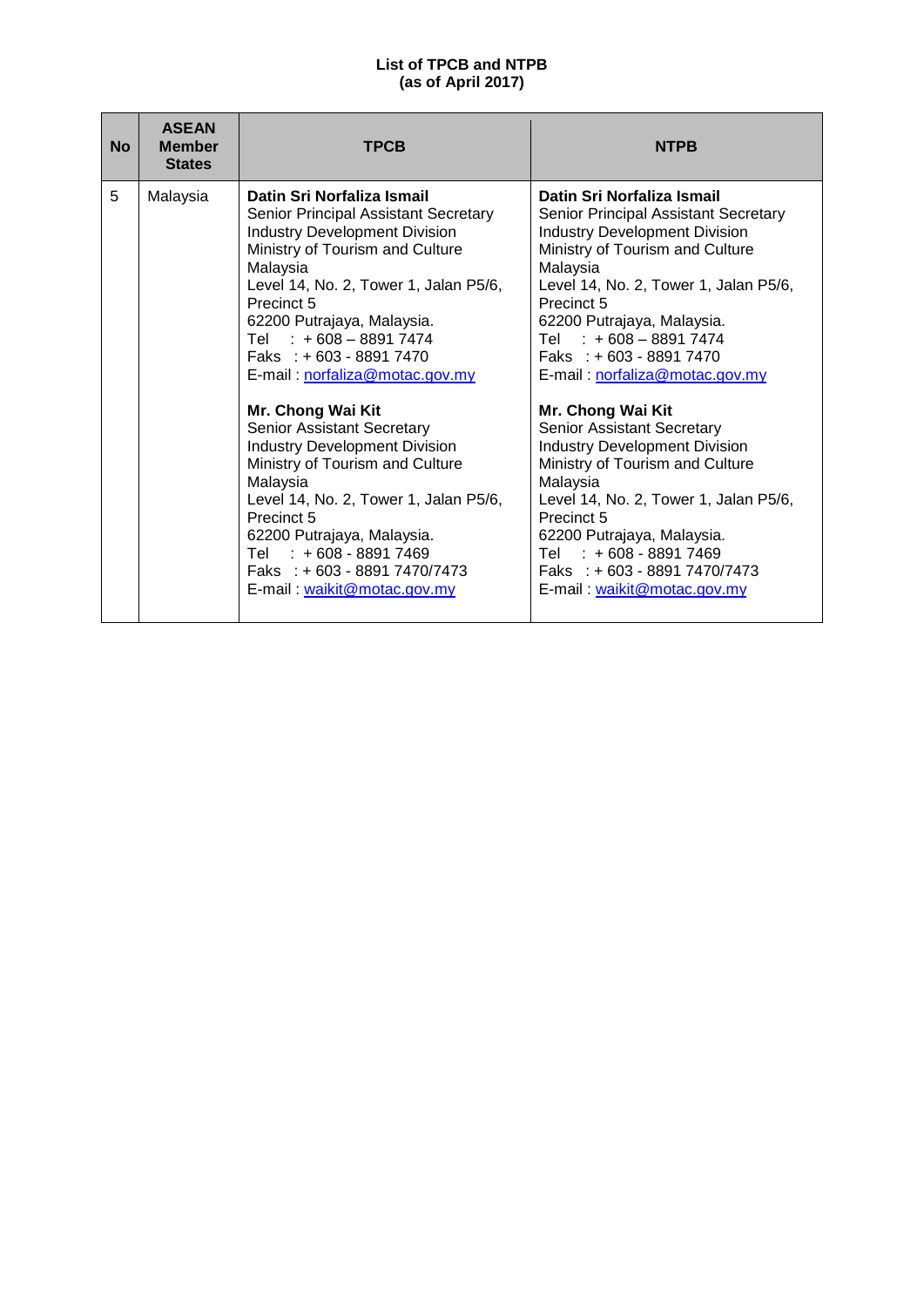**List of TPCB and NTPB**
**(as of April 2017)**

| No | ASEAN Member States | TPCB | NTPB |
|---|---|---|---|
| 5 | Malaysia | **Datin Sri Norfaliza Ismail**<br>Senior Principal Assistant Secretary<br>Industry Development Division<br>Ministry of Tourism and Culture Malaysia<br>Level 14, No. 2, Tower 1, Jalan P5/6, Precinct 5<br>62200 Putrajaya, Malaysia.<br>Tel : + 608 – 8891 7474<br>Faks : + 603 - 8891 7470<br>E-mail : norfaliza@motac.gov.my<br><br>**Mr. Chong Wai Kit**<br>Senior Assistant Secretary<br>Industry Development Division<br>Ministry of Tourism and Culture Malaysia<br>Level 14, No. 2, Tower 1, Jalan P5/6, Precinct 5<br>62200 Putrajaya, Malaysia.<br>Tel : + 608 - 8891 7469<br>Faks : + 603 - 8891 7470/7473<br>E-mail : waikit@motac.gov.my | **Datin Sri Norfaliza Ismail**<br>Senior Principal Assistant Secretary<br>Industry Development Division<br>Ministry of Tourism and Culture Malaysia<br>Level 14, No. 2, Tower 1, Jalan P5/6, Precinct 5<br>62200 Putrajaya, Malaysia.<br>Tel : + 608 – 8891 7474<br>Faks : + 603 - 8891 7470<br>E-mail : norfaliza@motac.gov.my<br><br>**Mr. Chong Wai Kit**<br>Senior Assistant Secretary<br>Industry Development Division<br>Ministry of Tourism and Culture Malaysia<br>Level 14, No. 2, Tower 1, Jalan P5/6, Precinct 5<br>62200 Putrajaya, Malaysia.<br>Tel : + 608 - 8891 7469<br>Faks : + 603 - 8891 7470/7473<br>E-mail : waikit@motac.gov.my |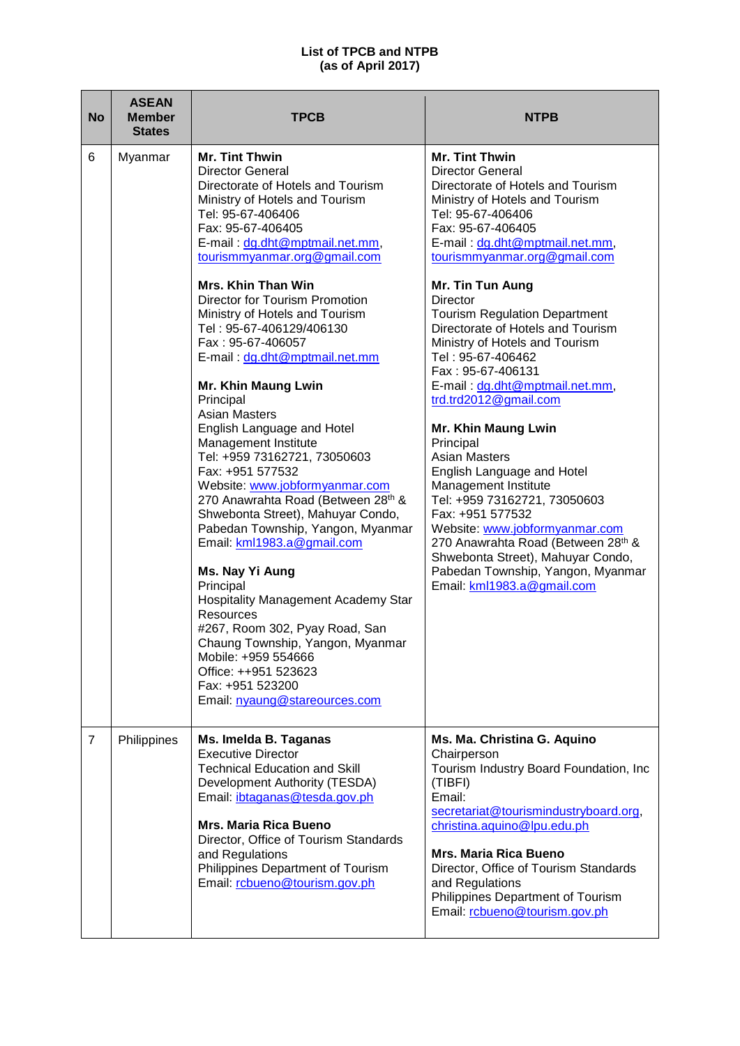**List of TPCB and NTPB**
**(as of April 2017)**

| No | ASEAN Member States | TPCB | NTPB |
|---|---|---|---|
| 6 | Myanmar | **Mr. Tint Thwin**<br>Director General<br>Directorate of Hotels and Tourism<br>Ministry of Hotels and Tourism<br>Tel: 95-67-406406<br>Fax: 95-67-406405<br>E-mail : dg.dht@mptmail.net.mm, tourismmyanmar.org@gmail.com<br><br>**Mrs. Khin Than Win**<br>Director for Tourism Promotion<br>Ministry of Hotels and Tourism<br>Tel : 95-67-406129/406130<br>Fax : 95-67-406057<br>E-mail : dg.dht@mptmail.net.mm<br><br>**Mr. Khin Maung Lwin**<br>Principal<br>Asian Masters<br>English Language and Hotel Management Institute<br>Tel: +959 73162721, 73050603<br>Fax: +951 577532<br>Website: www.jobformyanmar.com<br>270 Anawrahta Road (Between 28th & Shwebonta Street), Mahuyar Condo, Pabedan Township, Yangon, Myanmar<br>Email: kml1983.a@gmail.com<br><br>**Ms. Nay Yi Aung**<br>Principal<br>Hospitality Management Academy Star Resources<br>#267, Room 302, Pyay Road, San Chaung Township, Yangon, Myanmar<br>Mobile: +959 554666<br>Office: ++951 523623<br>Fax: +951 523200<br>Email: nyaung@stareources.com | **Mr. Tint Thwin**<br>Director General<br>Directorate of Hotels and Tourism<br>Ministry of Hotels and Tourism<br>Tel: 95-67-406406<br>Fax: 95-67-406405<br>E-mail : dg.dht@mptmail.net.mm, tourismmyanmar.org@gmail.com<br><br>**Mr. Tin Tun Aung**<br>Director<br>Tourism Regulation Department<br>Directorate of Hotels and Tourism<br>Ministry of Hotels and Tourism<br>Tel : 95-67-406462<br>Fax : 95-67-406131<br>E-mail : dg.dht@mptmail.net.mm, trd.trd2012@gmail.com<br><br>**Mr. Khin Maung Lwin**<br>Principal<br>Asian Masters<br>English Language and Hotel Management Institute<br>Tel: +959 73162721, 73050603<br>Fax: +951 577532<br>Website: www.jobformyanmar.com<br>270 Anawrahta Road (Between 28th & Shwebonta Street), Mahuyar Condo, Pabedan Township, Yangon, Myanmar<br>Email: kml1983.a@gmail.com |
| 7 | Philippines | **Ms. Imelda B. Taganas**<br>Executive Director<br>Technical Education and Skill Development Authority (TESDA)<br>Email: ibtaganas@tesda.gov.ph<br><br>**Mrs. Maria Rica Bueno**<br>Director, Office of Tourism Standards and Regulations<br>Philippines Department of Tourism<br>Email: rcbueno@tourism.gov.ph | **Ms. Ma. Christina G. Aquino**<br>Chairperson<br>Tourism Industry Board Foundation, Inc (TIBFI)<br>Email: secretariat@tourismindustryboard.org, christina.aquino@lpu.edu.ph<br><br>**Mrs. Maria Rica Bueno**<br>Director, Office of Tourism Standards and Regulations<br>Philippines Department of Tourism<br>Email: rcbueno@tourism.gov.ph |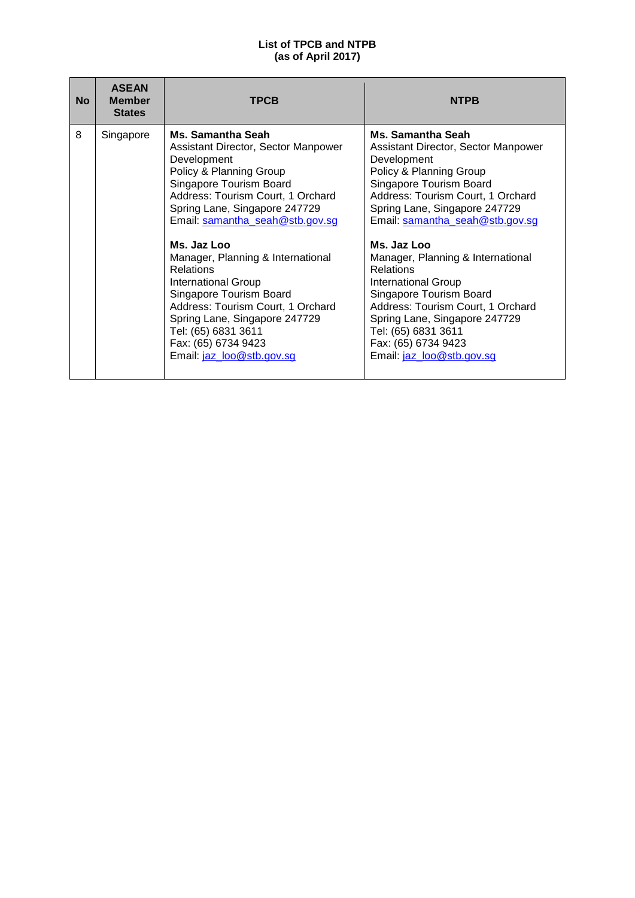**List of TPCB and NTPB**
**(as of April 2017)**

| No | ASEAN Member States | TPCB | NTPB |
|---|---|---|---|
| 8 | Singapore | **Ms. Samantha Seah**<br>Assistant Director, Sector Manpower Development<br>Policy & Planning Group<br>Singapore Tourism Board<br>Address: Tourism Court, 1 Orchard Spring Lane, Singapore 247729<br>Email: samantha_seah@stb.gov.sg<br><br>**Ms. Jaz Loo**<br>Manager, Planning & International Relations<br>International Group<br>Singapore Tourism Board<br>Address: Tourism Court, 1 Orchard Spring Lane, Singapore 247729<br>Tel: (65) 6831 3611<br>Fax: (65) 6734 9423<br>Email: jaz_loo@stb.gov.sg | **Ms. Samantha Seah**<br>Assistant Director, Sector Manpower Development<br>Policy & Planning Group<br>Singapore Tourism Board<br>Address: Tourism Court, 1 Orchard Spring Lane, Singapore 247729<br>Email: samantha_seah@stb.gov.sg<br><br>**Ms. Jaz Loo**<br>Manager, Planning & International Relations<br>International Group<br>Singapore Tourism Board<br>Address: Tourism Court, 1 Orchard Spring Lane, Singapore 247729<br>Tel: (65) 6831 3611<br>Fax: (65) 6734 9423<br>Email: jaz_loo@stb.gov.sg |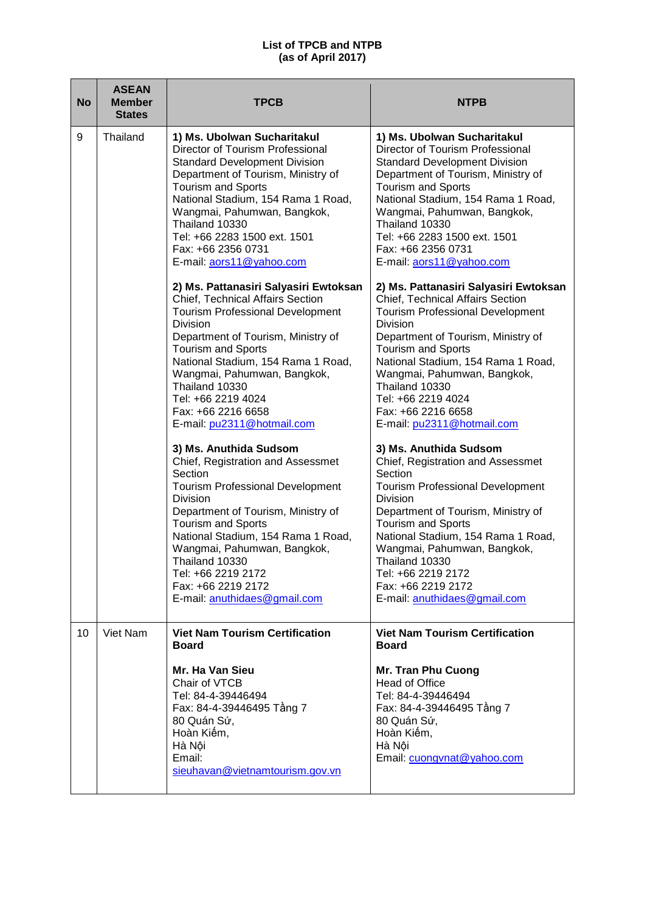**List of TPCB and NTPB**
**(as of April 2017)**

| No | ASEAN Member States | TPCB | NTPB |
|---|---|---|---|
| 9 | Thailand | **1) Ms. Ubolwan Sucharitakul**<br>Director of Tourism Professional Standard Development Division<br>Department of Tourism, Ministry of Tourism and Sports<br>National Stadium, 154 Rama 1 Road, Wangmai, Pahumwan, Bangkok, Thailand 10330<br>Tel: +66 2283 1500 ext. 1501<br>Fax: +66 2356 0731<br>E-mail: aors11@yahoo.com<br><br>**2) Ms. Pattanasiri Salyasiri Ewtoksan**<br>Chief, Technical Affairs Section<br>Tourism Professional Development Division<br>Department of Tourism, Ministry of Tourism and Sports<br>National Stadium, 154 Rama 1 Road, Wangmai, Pahumwan, Bangkok, Thailand 10330<br>Tel: +66 2219 4024<br>Fax: +66 2216 6658<br>E-mail: pu2311@hotmail.com<br><br>**3) Ms. Anuthida Sudsom**<br>Chief, Registration and Assessmet Section<br>Tourism Professional Development Division<br>Department of Tourism, Ministry of Tourism and Sports<br>National Stadium, 154 Rama 1 Road, Wangmai, Pahumwan, Bangkok, Thailand 10330<br>Tel: +66 2219 2172<br>Fax: +66 2219 2172<br>E-mail: anuthidaes@gmail.com | **1) Ms. Ubolwan Sucharitakul**<br>Director of Tourism Professional Standard Development Division<br>Department of Tourism, Ministry of Tourism and Sports<br>National Stadium, 154 Rama 1 Road, Wangmai, Pahumwan, Bangkok, Thailand 10330<br>Tel: +66 2283 1500 ext. 1501<br>Fax: +66 2356 0731<br>E-mail: aors11@yahoo.com<br><br>**2) Ms. Pattanasiri Salyasiri Ewtoksan**<br>Chief, Technical Affairs Section<br>Tourism Professional Development Division<br>Department of Tourism, Ministry of Tourism and Sports<br>National Stadium, 154 Rama 1 Road, Wangmai, Pahumwan, Bangkok, Thailand 10330<br>Tel: +66 2219 4024<br>Fax: +66 2216 6658<br>E-mail: pu2311@hotmail.com<br><br>**3) Ms. Anuthida Sudsom**<br>Chief, Registration and Assessmet Section<br>Tourism Professional Development Division<br>Department of Tourism, Ministry of Tourism and Sports<br>National Stadium, 154 Rama 1 Road, Wangmai, Pahumwan, Bangkok, Thailand 10330<br>Tel: +66 2219 2172<br>Fax: +66 2219 2172<br>E-mail: anuthidaes@gmail.com |
| 10 | Viet Nam | **Viet Nam Tourism Certification Board**<br><br>**Mr. Ha Van Sieu**<br>Chair of VTCB<br>Tel: 84-4-39446494<br>Fax: 84-4-39446495 Tầng 7<br>80 Quán Sứ,<br>Hoàn Kiếm,<br>Hà Nội<br>Email:<br>sieuhavan@vietnamtourism.gov.vn | **Viet Nam Tourism Certification Board**<br><br>**Mr. Tran Phu Cuong**<br>Head of Office<br>Tel: 84-4-39446494<br>Fax: 84-4-39446495 Tầng 7<br>80 Quán Sứ,<br>Hoàn Kiếm,<br>Hà Nội<br>Email: cuongvnat@yahoo.com |